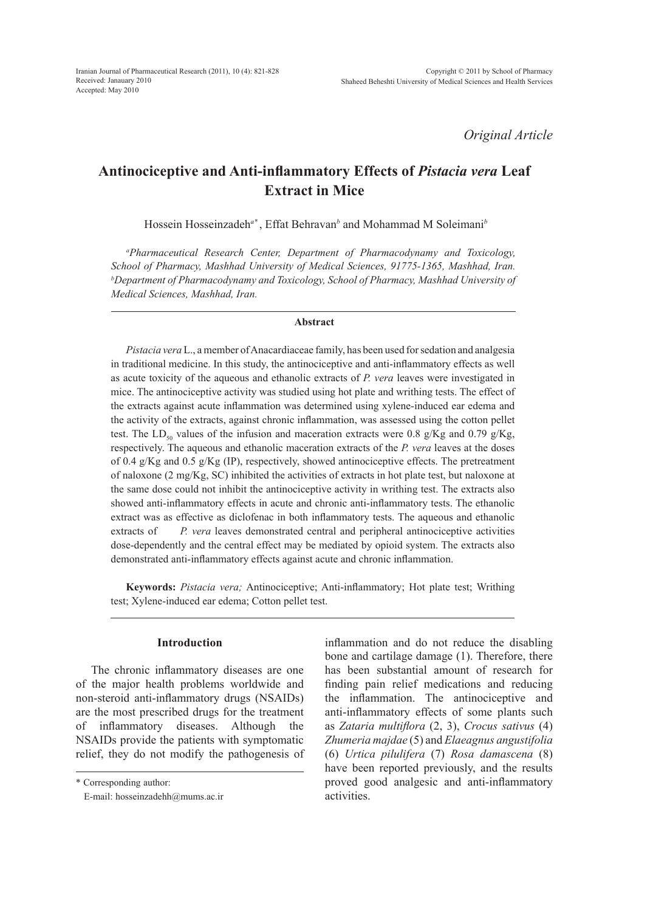Original Article

# Antinociceptive and Anti-inflammatory Effects of *Pistacia vera* Leaf Extract in Mice

Hossein Hosseinzadeh[a*], Effat Behravan[b] and Mohammad M Soleimani[b]

[a]*Pharmaceutical Research Center, Department of Pharmacodynamy and Toxicology, School of Pharmacy, Mashhad University of Medical Sciences, 91775-1365, Mashhad, Iran.* [b]*Department of Pharmacodynamy and Toxicology, School of Pharmacy, Mashhad University of Medical Sciences, Mashhad, Iran.*

## Abstract

*Pistacia vera* L., a member of Anacardiaceae family, has been used for sedation and analgesia in traditional medicine. In this study, the antinociceptive and anti-inflammatory effects as well as acute toxicity of the aqueous and ethanolic extracts of *P. vera* leaves were investigated in mice. The antinociceptive activity was studied using hot plate and writhing tests. The effect of the extracts against acute inflammation was determined using xylene-induced ear edema and the activity of the extracts, against chronic inflammation, was assessed using the cotton pellet test. The $LD_{50}$ values of the infusion and maceration extracts were 0.8 g/Kg and 0.79 g/Kg, respectively. The aqueous and ethanolic maceration extracts of the *P. vera* leaves at the doses of 0.4 g/Kg and 0.5 g/Kg (IP), respectively, showed antinociceptive effects. The pretreatment of naloxone (2 mg/Kg, SC) inhibited the activities of extracts in hot plate test, but naloxone at the same dose could not inhibit the antinociceptive activity in writhing test. The extracts also showed anti-inflammatory effects in acute and chronic anti-inflammatory tests. The ethanolic extract was as effective as diclofenac in both inflammatory tests. The aqueous and ethanolic extracts of *P. vera* leaves demonstrated central and peripheral antinociceptive activities dose-dependently and the central effect may be mediated by opioid system. The extracts also demonstrated anti-inflammatory effects against acute and chronic inflammation.

**Keywords:** *Pistacia vera;* Antinociceptive; Anti-inflammatory; Hot plate test; Writhing test; Xylene-induced ear edema; Cotton pellet test.

## Introduction

The chronic inflammatory diseases are one of the major health problems worldwide and non-steroid anti-inflammatory drugs (NSAIDs) are the most prescribed drugs for the treatment of inflammatory diseases. Although the NSAIDs provide the patients with symptomatic relief, they do not modify the pathogenesis of inflammation and do not reduce the disabling bone and cartilage damage (1). Therefore, there has been substantial amount of research for finding pain relief medications and reducing the inflammation. The antinociceptive and anti-inflammatory effects of some plants such as *Zataria multiflora* (2, 3), *Crocus sativus* (4) *Zhumeria majdae* (5) and *Elaeagnus angustifolia* (6) *Urtica pilulifera* (7) *Rosa damascena* (8) have been reported previously, and the results proved good analgesic and anti-inflammatory activities.

\* Corresponding author:
E-mail: hosseinzadehh@mums.ac.ir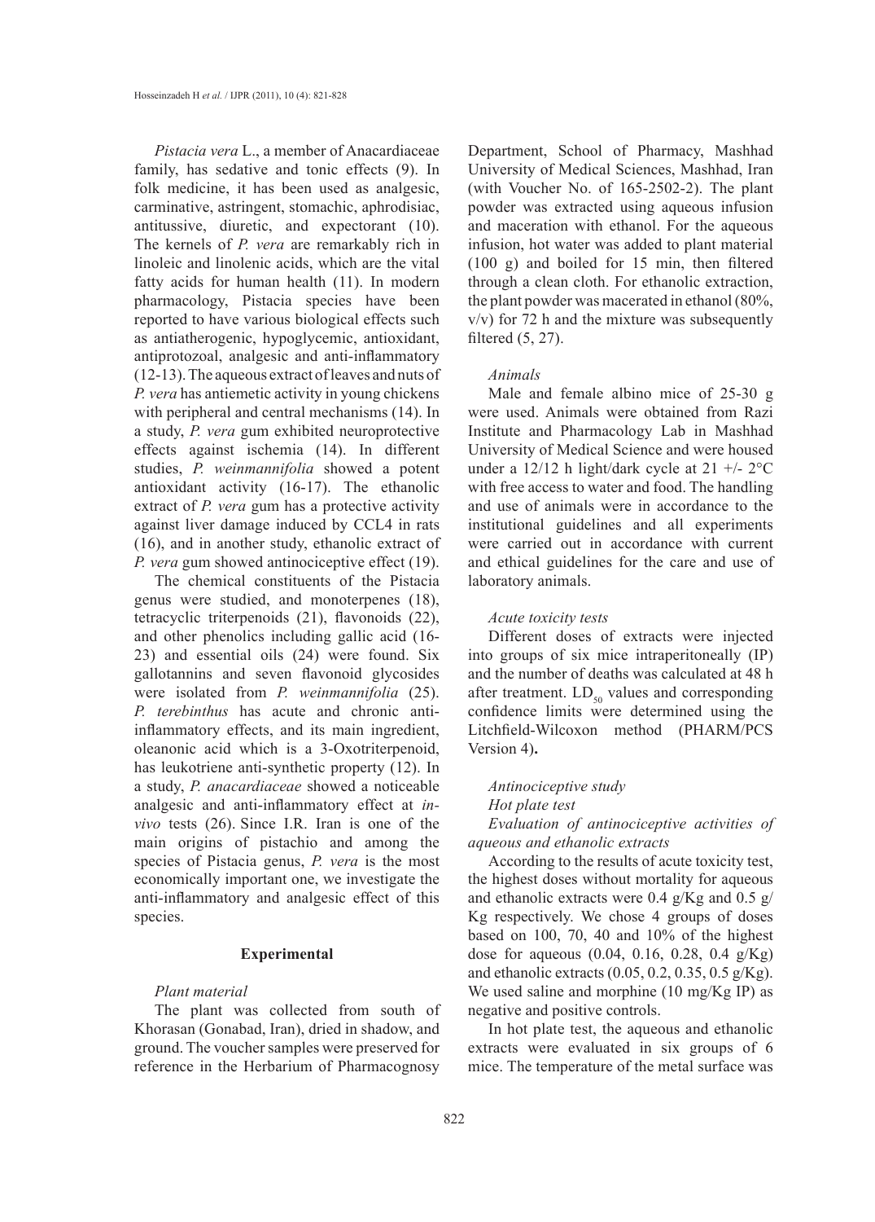*Pistacia vera* L., a member of Anacardiaceae family, has sedative and tonic effects (9). In folk medicine, it has been used as analgesic, carminative, astringent, stomachic, aphrodisiac, antitussive, diuretic, and expectorant (10). The kernels of *P. vera* are remarkably rich in linoleic and linolenic acids, which are the vital fatty acids for human health (11). In modern pharmacology, Pistacia species have been reported to have various biological effects such as antiatherogenic, hypoglycemic, antioxidant, antiprotozoal, analgesic and anti-inflammatory (12-13). The aqueous extract of leaves and nuts of *P. vera* has antiemetic activity in young chickens with peripheral and central mechanisms (14). In a study, *P. vera* gum exhibited neuroprotective effects against ischemia (14). In different studies, *P. weinmannifolia* showed a potent antioxidant activity (16-17). The ethanolic extract of *P. vera* gum has a protective activity against liver damage induced by CCL4 in rats (16), and in another study, ethanolic extract of *P. vera* gum showed antinociceptive effect (19).

The chemical constituents of the Pistacia genus were studied, and monoterpenes (18), tetracyclic triterpenoids (21), flavonoids (22), and other phenolics including gallic acid (16-23) and essential oils (24) were found. Six gallotannins and seven flavonoid glycosides were isolated from *P. weinmannifolia* (25). *P. terebinthus* has acute and chronic anti-inflammatory effects, and its main ingredient, oleanonic acid which is a 3-Oxotriterpenoid, has leukotriene anti-synthetic property (12). In a study, *P. anacardiaceae* showed a noticeable analgesic and anti-inflammatory effect at *in-vivo* tests (26). Since I.R. Iran is one of the main origins of pistachio and among the species of Pistacia genus, *P. vera* is the most economically important one, we investigate the anti-inflammatory and analgesic effect of this species.

## Experimental

### *Plant material*

The plant was collected from south of Khorasan (Gonabad, Iran), dried in shadow, and ground. The voucher samples were preserved for reference in the Herbarium of Pharmacognosy Department, School of Pharmacy, Mashhad University of Medical Sciences, Mashhad, Iran (with Voucher No. of 165-2502-2). The plant powder was extracted using aqueous infusion and maceration with ethanol. For the aqueous infusion, hot water was added to plant material (100 g) and boiled for 15 min, then filtered through a clean cloth. For ethanolic extraction, the plant powder was macerated in ethanol (80%, v/v) for 72 h and the mixture was subsequently filtered (5, 27).

### *Animals*

Male and female albino mice of 25-30 g were used. Animals were obtained from Razi Institute and Pharmacology Lab in Mashhad University of Medical Science and were housed under a 12/12 h light/dark cycle at 21 +/- 2°C with free access to water and food. The handling and use of animals were in accordance to the institutional guidelines and all experiments were carried out in accordance with current and ethical guidelines for the care and use of laboratory animals.

### *Acute toxicity tests*

Different doses of extracts were injected into groups of six mice intraperitoneally (IP) and the number of deaths was calculated at 48 h after treatment. $LD_{50}$ values and corresponding confidence limits were determined using the Litchfield-Wilcoxon method (PHARM/PCS Version 4)**.**

### *Antinociceptive study*

#### *Hot plate test*

#### *Evaluation of antinociceptive activities of aqueous and ethanolic extracts*

According to the results of acute toxicity test, the highest doses without mortality for aqueous and ethanolic extracts were 0.4 g/Kg and 0.5 g/Kg respectively. We chose 4 groups of doses based on 100, 70, 40 and 10% of the highest dose for aqueous (0.04, 0.16, 0.28, 0.4 g/Kg) and ethanolic extracts (0.05, 0.2, 0.35, 0.5 g/Kg). We used saline and morphine (10 mg/Kg IP) as negative and positive controls.

In hot plate test, the aqueous and ethanolic extracts were evaluated in six groups of 6 mice. The temperature of the metal surface was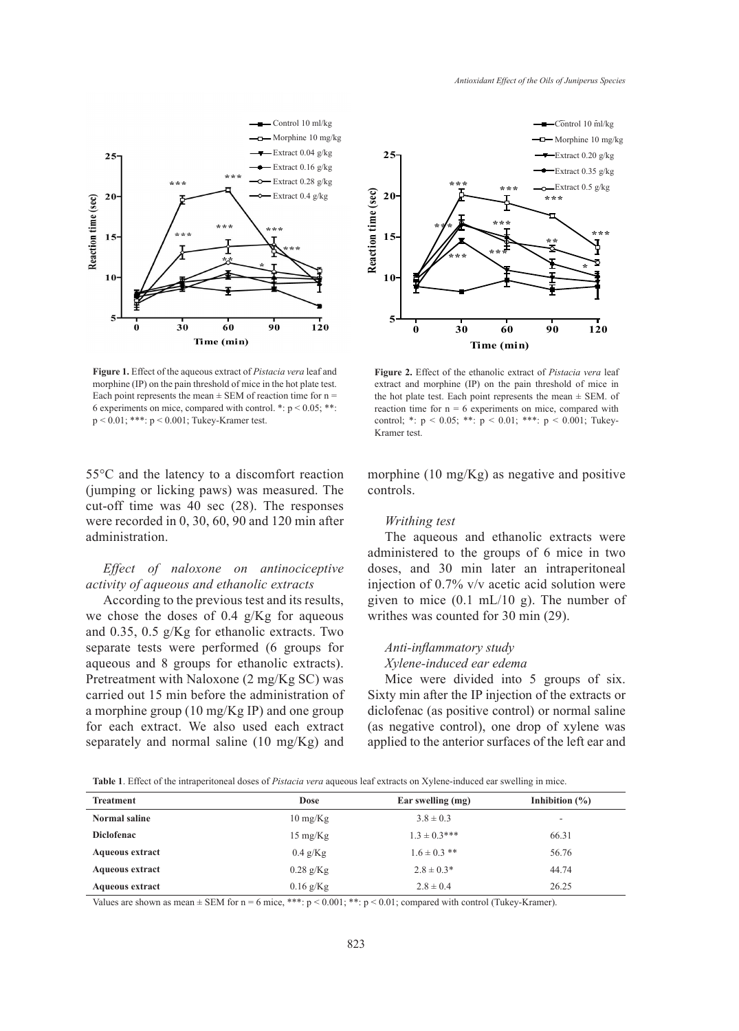**Figure 1.** Effect of the aqueous extract of *Pistacia vera* leaf and morphine (IP) on the pain threshold of mice in the hot plate test. Each point represents the mean ± SEM of reaction time for n = 6 experiments on mice, compared with control. *: $p < 0.05$; **: $p < 0.01$; ***: $p < 0.001$; Tukey-Kramer test.

**Figure 2.** Effect of the ethanolic extract of *Pistacia vera* leaf extract and morphine (IP) on the pain threshold of mice in the hot plate test. Each point represents the mean ± SEM. of reaction time for n = 6 experiments on mice, compared with control; *: $p < 0.05$; **: $p < 0.01$; ***: $p < 0.001$; Tukey-Kramer test.

55°C and the latency to a discomfort reaction (jumping or licking paws) was measured. The cut-off time was 40 sec (28). The responses were recorded in 0, 30, 60, 90 and 120 min after administration.

*Effect of naloxone on antinociceptive activity of aqueous and ethanolic extracts*

According to the previous test and its results, we chose the doses of 0.4 g/Kg for aqueous and 0.35, 0.5 g/Kg for ethanolic extracts. Two separate tests were performed (6 groups for aqueous and 8 groups for ethanolic extracts). Pretreatment with Naloxone (2 mg/Kg SC) was carried out 15 min before the administration of a morphine group (10 mg/Kg IP) and one group for each extract. We also used each extract separately and normal saline (10 mg/Kg) and morphine (10 mg/Kg) as negative and positive controls.

*Writhing test*

The aqueous and ethanolic extracts were administered to the groups of 6 mice in two doses, and 30 min later an intraperitoneal injection of 0.7% v/v acetic acid solution were given to mice (0.1 mL/10 g). The number of writhes was counted for 30 min (29).

*Anti-inflammatory study*

*Xylene-induced ear edema*

Mice were divided into 5 groups of six. Sixty min after the IP injection of the extracts or diclofenac (as positive control) or normal saline (as negative control), one drop of xylene was applied to the anterior surfaces of the left ear and

**Table 1**. Effect of the intraperitoneal doses of *Pistacia vera* aqueous leaf extracts on Xylene-induced ear swelling in mice.

| Treatment | Dose | Ear swelling (mg) | Inhibition (%) |
|---|---|---|---|
| Normal saline | 10 mg/Kg | 3.8 ± 0.3 | - |
| Diclofenac | 15 mg/Kg | 1.3 ± 0.3*** | 66.31 |
| Aqueous extract | 0.4 g/Kg | 1.6 ± 0.3 ** | 56.76 |
| Aqueous extract | 0.28 g/Kg | 2.8 ± 0.3* | 44.74 |
| Aqueous extract | 0.16 g/Kg | 2.8 ± 0.4 | 26.25 |

Values are shown as mean ± SEM for n = 6 mice, ***: $p < 0.001$; **: $p < 0.01$; compared with control (Tukey-Kramer).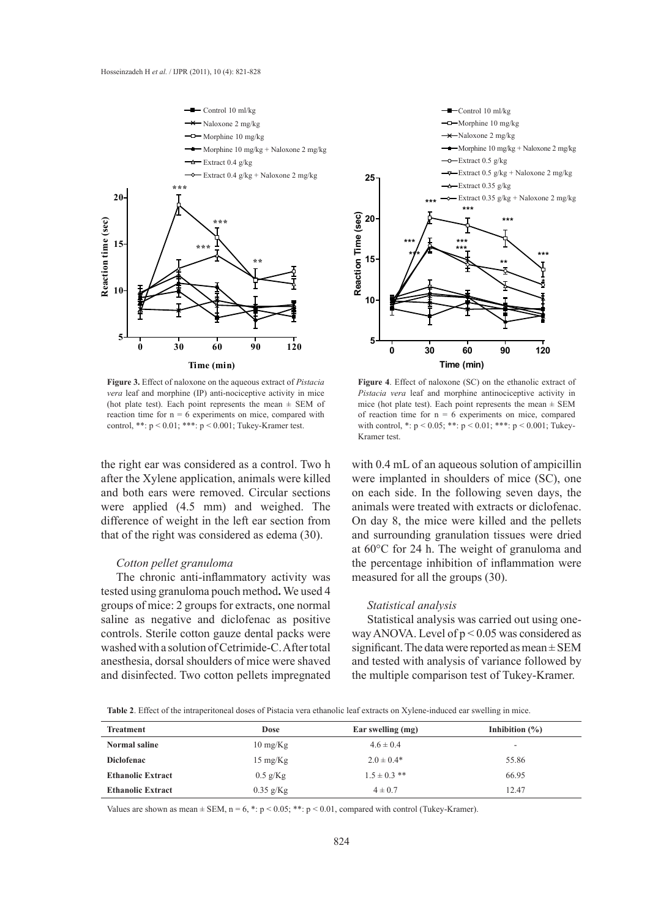**Figure 3.** Effect of naloxone on the aqueous extract of *Pistacia vera* leaf and morphine (IP) anti-nociceptive activity in mice (hot plate test). Each point represents the mean ± SEM of reaction time for n = 6 experiments on mice, compared with control, **: $p < 0.01$; ***: $p < 0.001$; Tukey-Kramer test.

**Figure 4**. Effect of naloxone (SC) on the ethanolic extract of *Pistacia vera* leaf and morphine antinociceptive activity in mice (hot plate test). Each point represents the mean ± SEM of reaction time for n = 6 experiments on mice, compared with control, *: $p < 0.05$; **: $p < 0.01$; ***: $p < 0.001$; Tukey-Kramer test.

the right ear was considered as a control. Two h after the Xylene application, animals were killed and both ears were removed. Circular sections were applied (4.5 mm) and weighed. The difference of weight in the left ear section from that of the right was considered as edema (30).

### *Cotton pellet granuloma*

The chronic anti-inflammatory activity was tested using granuloma pouch method**.** We used 4 groups of mice: 2 groups for extracts, one normal saline as negative and diclofenac as positive controls. Sterile cotton gauze dental packs were washed with a solution of Cetrimide-C. After total anesthesia, dorsal shoulders of mice were shaved and disinfected. Two cotton pellets impregnated with 0.4 mL of an aqueous solution of ampicillin were implanted in shoulders of mice (SC), one on each side. In the following seven days, the animals were treated with extracts or diclofenac. On day 8, the mice were killed and the pellets and surrounding granulation tissues were dried at 60°C for 24 h. The weight of granuloma and the percentage inhibition of inflammation were measured for all the groups (30).

### *Statistical analysis*

Statistical analysis was carried out using one-way ANOVA. Level of $p < 0.05$ was considered as significant. The data were reported as mean ± SEM and tested with analysis of variance followed by the multiple comparison test of Tukey-Kramer.

**Table 2**. Effect of the intraperitoneal doses of Pistacia vera ethanolic leaf extracts on Xylene-induced ear swelling in mice.

| Treatment | Dose | Ear swelling (mg) | Inhibition (%) |
|---|---|---|---|
| **Normal saline** | 10 mg/Kg | 4.6 ± 0.4 | - |
| **Diclofenac** | 15 mg/Kg | 2.0 ± 0.4* | 55.86 |
| **Ethanolic Extract** | 0.5 g/Kg | 1.5 ± 0.3 ** | 66.95 |
| **Ethanolic Extract** | 0.35 g/Kg | 4 ± 0.7 | 12.47 |

Values are shown as mean ± SEM, n = 6, *: $p < 0.05$; **: $p < 0.01$, compared with control (Tukey-Kramer).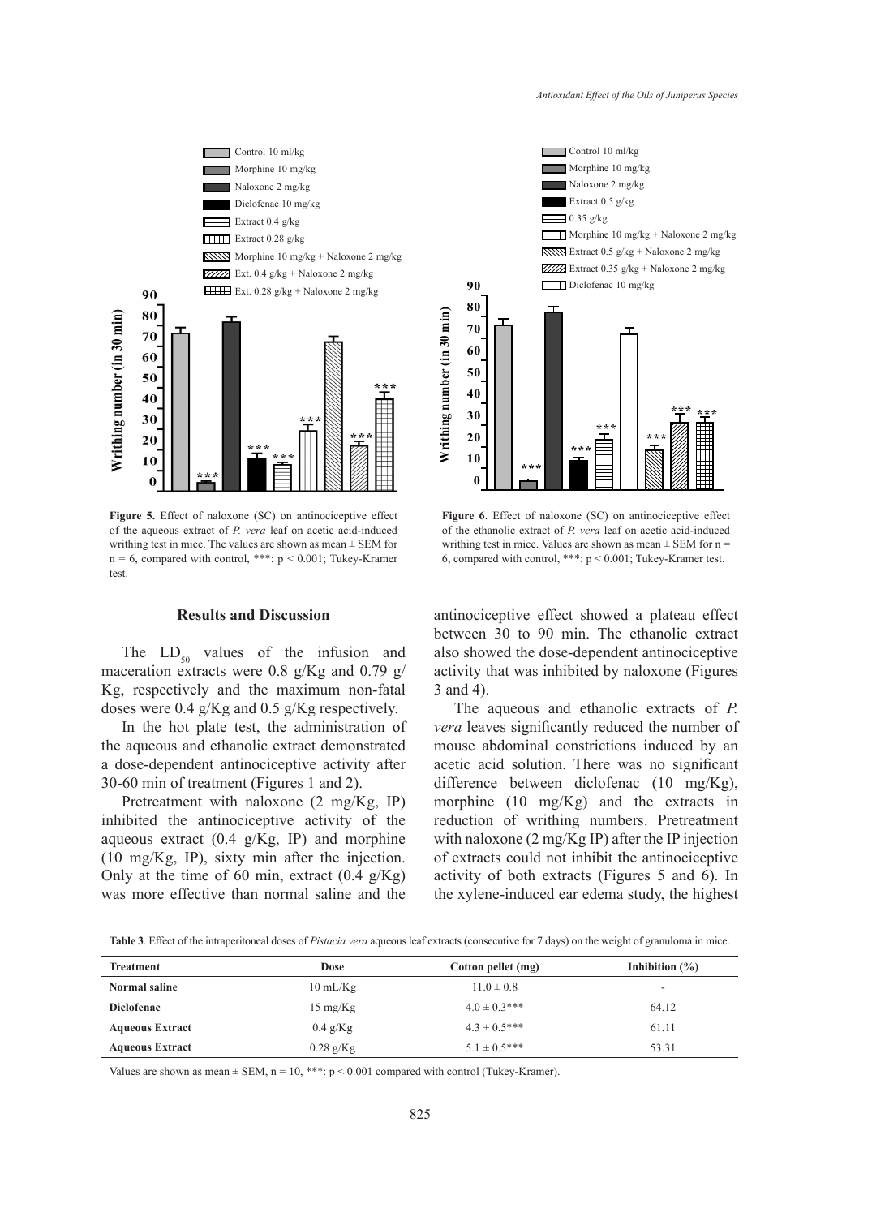Figure 5. Effect of naloxone (SC) on antinociceptive effect of the aqueous extract of *P. vera* leaf on acetic acid-induced writhing test in mice. The values are shown as mean ± SEM for n = 6, compared with control, ***: $p < 0.001$; Tukey-Kramer test.

Figure 6. Effect of naloxone (SC) on antinociceptive effect of the ethanolic extract of *P. vera* leaf on acetic acid-induced writhing test in mice. Values are shown as mean ± SEM for n = 6, compared with control, ***: $p < 0.001$; Tukey-Kramer test.

## Results and Discussion

The $LD_{50}$ values of the infusion and maceration extracts were 0.8 g/Kg and 0.79 g/Kg, respectively and the maximum non-fatal doses were 0.4 g/Kg and 0.5 g/Kg respectively.

In the hot plate test, the administration of the aqueous and ethanolic extract demonstrated a dose-dependent antinociceptive activity after 30-60 min of treatment (Figures 1 and 2).

Pretreatment with naloxone (2 mg/Kg, IP) inhibited the antinociceptive activity of the aqueous extract (0.4 g/Kg, IP) and morphine (10 mg/Kg, IP), sixty min after the injection. Only at the time of 60 min, extract (0.4 g/Kg) was more effective than normal saline and the antinociceptive effect showed a plateau effect between 30 to 90 min. The ethanolic extract also showed the dose-dependent antinociceptive activity that was inhibited by naloxone (Figures 3 and 4).

The aqueous and ethanolic extracts of *P. vera* leaves significantly reduced the number of mouse abdominal constrictions induced by an acetic acid solution. There was no significant difference between diclofenac (10 mg/Kg), morphine (10 mg/Kg) and the extracts in reduction of writhing numbers. Pretreatment with naloxone (2 mg/Kg IP) after the IP injection of extracts could not inhibit the antinociceptive activity of both extracts (Figures 5 and 6). In the xylene-induced ear edema study, the highest

**Table 3**. Effect of the intraperitoneal doses of *Pistacia vera* aqueous leaf extracts (consecutive for 7 days) on the weight of granuloma in mice.

| Treatment | Dose | Cotton pellet (mg) | Inhibition (%) |
|---|---|---|---|
| **Normal saline** | 10 mL/Kg | 11.0 ± 0.8 | - |
| **Diclofenac** | 15 mg/Kg | 4.0 ± 0.3*** | 64.12 |
| **Aqueous Extract** | 0.4 g/Kg | 4.3 ± 0.5*** | 61.11 |
| **Aqueous Extract** | 0.28 g/Kg | 5.1 ± 0.5*** | 53.31 |

Values are shown as mean ± SEM, n = 10, ***: $p < 0.001$ compared with control (Tukey-Kramer).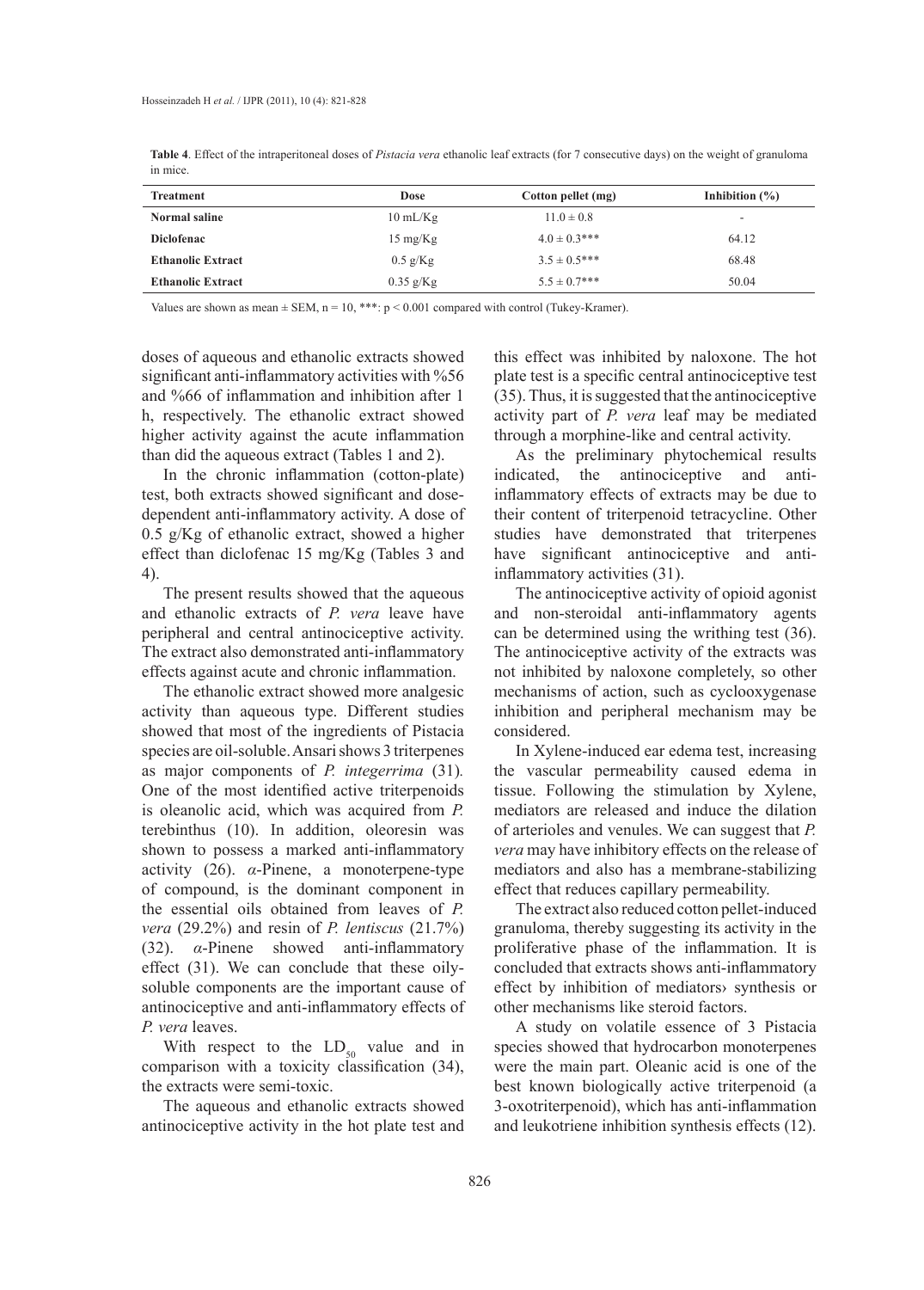**Table 4**. Effect of the intraperitoneal doses of *Pistacia vera* ethanolic leaf extracts (for 7 consecutive days) on the weight of granuloma in mice.

| Treatment | Dose | Cotton pellet (mg) | Inhibition (%) |
|---|---|---|---|
| **Normal saline** | 10 mL/Kg | 11.0 ± 0.8 | - |
| **Diclofenac** | 15 mg/Kg | 4.0 ± 0.3*** | 64.12 |
| **Ethanolic Extract** | 0.5 g/Kg | 3.5 ± 0.5*** | 68.48 |
| **Ethanolic Extract** | 0.35 g/Kg | 5.5 ± 0.7*** | 50.04 |

Values are shown as mean ± SEM, n = 10, ***: $p < 0.001$ compared with control (Tukey-Kramer).

doses of aqueous and ethanolic extracts showed significant anti-inflammatory activities with %56 and %66 of inflammation and inhibition after 1 h, respectively. The ethanolic extract showed higher activity against the acute inflammation than did the aqueous extract (Tables 1 and 2).

In the chronic inflammation (cotton-plate) test, both extracts showed significant and dose-dependent anti-inflammatory activity. A dose of 0.5 g/Kg of ethanolic extract, showed a higher effect than diclofenac 15 mg/Kg (Tables 3 and 4).

The present results showed that the aqueous and ethanolic extracts of *P. vera* leave have peripheral and central antinociceptive activity. The extract also demonstrated anti-inflammatory effects against acute and chronic inflammation.

The ethanolic extract showed more analgesic activity than aqueous type. Different studies showed that most of the ingredients of Pistacia species are oil-soluble. Ansari shows 3 triterpenes as major components of *P. integerrima* (31)*.* One of the most identified active triterpenoids is oleanolic acid, which was acquired from *P.* terebinthus (10). In addition, oleoresin was shown to possess a marked anti-inflammatory activity (26). *α*-Pinene, a monoterpene-type of compound, is the dominant component in the essential oils obtained from leaves of *P. vera* (29.2%) and resin of *P. lentiscus* (21.7%) (32). *α*-Pinene showed anti-inflammatory effect (31). We can conclude that these oily-soluble components are the important cause of antinociceptive and anti-inflammatory effects of *P. vera* leaves.

With respect to the $LD_{50}$ value and in comparison with a toxicity classification (34), the extracts were semi-toxic.

The aqueous and ethanolic extracts showed antinociceptive activity in the hot plate test and this effect was inhibited by naloxone. The hot plate test is a specific central antinociceptive test (35). Thus, it is suggested that the antinociceptive activity part of *P. vera* leaf may be mediated through a morphine-like and central activity.

As the preliminary phytochemical results indicated, the antinociceptive and anti-inflammatory effects of extracts may be due to their content of triterpenoid tetracycline. Other studies have demonstrated that triterpenes have significant antinociceptive and anti-inflammatory activities (31).

The antinociceptive activity of opioid agonist and non-steroidal anti-inflammatory agents can be determined using the writhing test (36). The antinociceptive activity of the extracts was not inhibited by naloxone completely, so other mechanisms of action, such as cyclooxygenase inhibition and peripheral mechanism may be considered.

In Xylene-induced ear edema test, increasing the vascular permeability caused edema in tissue. Following the stimulation by Xylene, mediators are released and induce the dilation of arterioles and venules. We can suggest that *P. vera* may have inhibitory effects on the release of mediators and also has a membrane-stabilizing effect that reduces capillary permeability.

The extract also reduced cotton pellet-induced granuloma, thereby suggesting its activity in the proliferative phase of the inflammation. It is concluded that extracts shows anti-inflammatory effect by inhibition of mediators› synthesis or other mechanisms like steroid factors.

A study on volatile essence of 3 Pistacia species showed that hydrocarbon monoterpenes were the main part. Oleanic acid is one of the best known biologically active triterpenoid (a 3-oxotriterpenoid), which has anti-inflammation and leukotriene inhibition synthesis effects (12).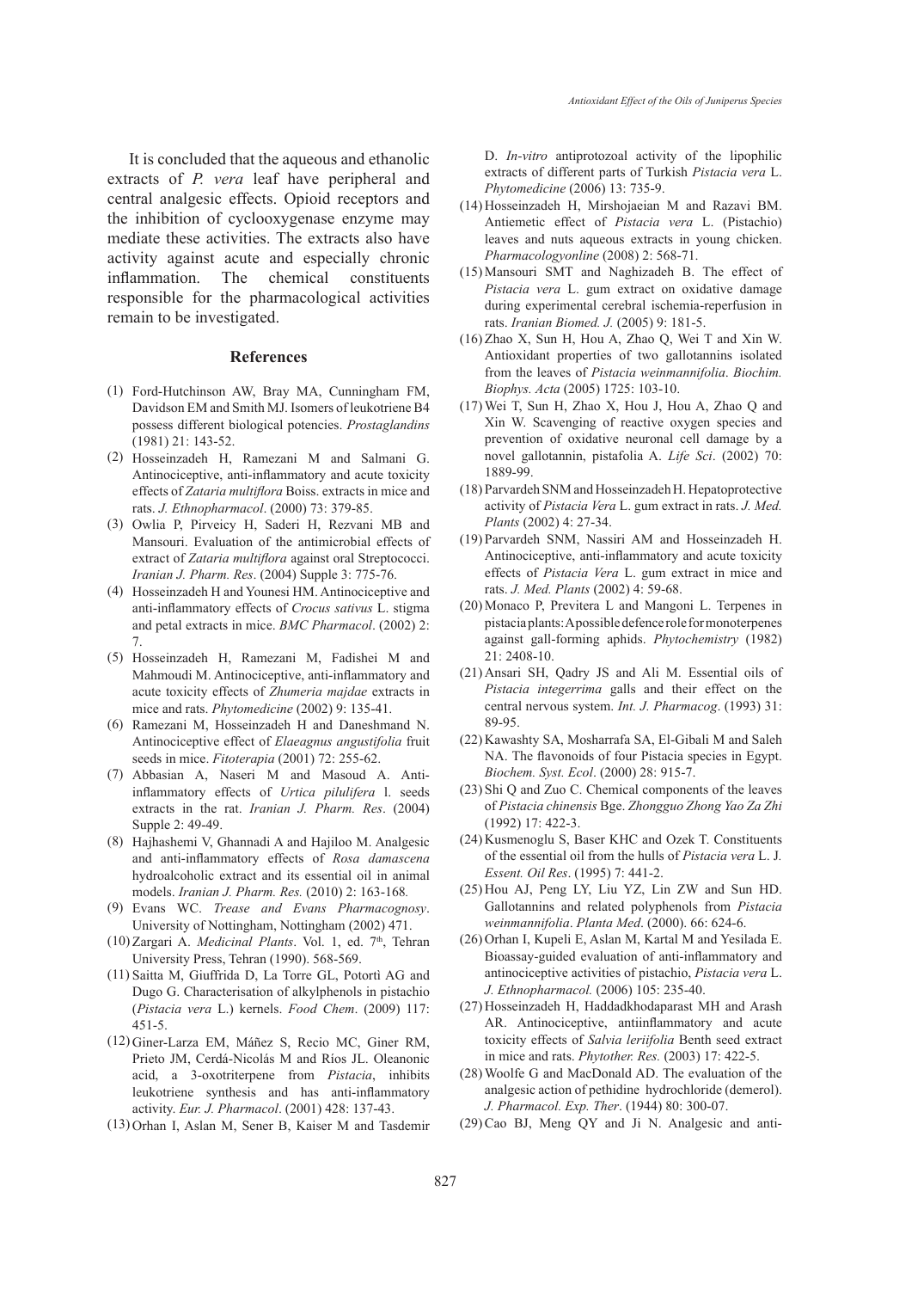It is concluded that the aqueous and ethanolic extracts of *P. vera* leaf have peripheral and central analgesic effects. Opioid receptors and the inhibition of cyclooxygenase enzyme may mediate these activities. The extracts also have activity against acute and especially chronic inflammation. The chemical constituents responsible for the pharmacological activities remain to be investigated.

## References

(1) Ford-Hutchinson AW, Bray MA, Cunningham FM, Davidson EM and Smith MJ. Isomers of leukotriene B4 possess different biological potencies. *Prostaglandins* (1981) 21: 143-52.

(2) Hosseinzadeh H, Ramezani M and Salmani G. Antinociceptive, anti-inflammatory and acute toxicity effects of *Zataria multiflora* Boiss. extracts in mice and rats. *J. Ethnopharmacol*. (2000) 73: 379-85.

(3) Owlia P, Pirveicy H, Saderi H, Rezvani MB and Mansouri. Evaluation of the antimicrobial effects of extract of *Zataria multiflora* against oral Streptococci. *Iranian J. Pharm. Res*. (2004) Supple 3: 775-76.

(4) Hosseinzadeh H and Younesi HM. Antinociceptive and anti-inflammatory effects of *Crocus sativus* L. stigma and petal extracts in mice. *BMC Pharmacol*. (2002) 2: 7.

(5) Hosseinzadeh H, Ramezani M, Fadishei M and Mahmoudi M. Antinociceptive, anti-inflammatory and acute toxicity effects of *Zhumeria majdae* extracts in mice and rats. *Phytomedicine* (2002) 9: 135-41.

(6) Ramezani M, Hosseinzadeh H and Daneshmand N. Antinociceptive effect of *Elaeagnus angustifolia* fruit seeds in mice. *Fitoterapia* (2001) 72: 255-62.

(7) Abbasian A, Naseri M and Masoud A. Anti-inflammatory effects of *Urtica pilulifera* l. seeds extracts in the rat. *Iranian J. Pharm. Res*. (2004) Supple 2: 49-49.

(8) Hajhashemi V, Ghannadi A and Hajiloo M. Analgesic and anti-inflammatory effects of *Rosa damascena* hydroalcoholic extract and its essential oil in animal models. *Iranian J. Pharm. Res.* (2010) 2: 163-168*.*

(9) Evans WC. *Trease and Evans Pharmacognosy*. University of Nottingham, Nottingham (2002) 471.

(10) Zargari A. *Medicinal Plants*. Vol. 1, ed. 7th, Tehran University Press, Tehran (1990). 568-569.

(11) Saitta M, Giuffrida D, La Torre GL, Potortì AG and Dugo G. Characterisation of alkylphenols in pistachio (*Pistacia vera* L.) kernels. *Food Chem*. (2009) 117: 451-5.

(12) Giner-Larza EM, Máñez S, Recio MC, Giner RM, Prieto JM, Cerdá-Nicolás M and Ríos JL. Oleanonic acid, a 3-oxotriterpene from *Pistacia*, inhibits leukotriene synthesis and has anti-inflammatory activity. *Eur. J. Pharmacol*. (2001) 428: 137-43.

(13) Orhan I, Aslan M, Sener B, Kaiser M and Tasdemir D. *In-vitro* antiprotozoal activity of the lipophilic extracts of different parts of Turkish *Pistacia vera* L. *Phytomedicine* (2006) 13: 735-9.

(14) Hosseinzadeh H, Mirshojaeian M and Razavi BM. Antiemetic effect of *Pistacia vera* L. (Pistachio) leaves and nuts aqueous extracts in young chicken. *Pharmacologyonline* (2008) 2: 568-71.

(15) Mansouri SMT and Naghizadeh B. The effect of *Pistacia vera* L. gum extract on oxidative damage during experimental cerebral ischemia-reperfusion in rats. *Iranian Biomed. J.* (2005) 9: 181-5.

(16) Zhao X, Sun H, Hou A, Zhao Q, Wei T and Xin W. Antioxidant properties of two gallotannins isolated from the leaves of *Pistacia weinmannifolia*. *Biochim. Biophys. Acta* (2005) 1725: 103-10.

(17) Wei T, Sun H, Zhao X, Hou J, Hou A, Zhao Q and Xin W. Scavenging of reactive oxygen species and prevention of oxidative neuronal cell damage by a novel gallotannin, pistafolia A. *Life Sci*. (2002) 70: 1889-99.

(18) Parvardeh SNM and Hosseinzadeh H. Hepatoprotective activity of *Pistacia Vera* L. gum extract in rats. *J. Med. Plants* (2002) 4: 27-34.

(19) Parvardeh SNM, Nassiri AM and Hosseinzadeh H. Antinociceptive, anti-inflammatory and acute toxicity effects of *Pistacia Vera* L. gum extract in mice and rats. *J. Med. Plants* (2002) 4: 59-68.

(20) Monaco P, Previtera L and Mangoni L. Terpenes in pistacia plants: A possible defence role for monoterpenes against gall-forming aphids. *Phytochemistry* (1982) 21: 2408-10.

(21) Ansari SH, Qadry JS and Ali M. Essential oils of *Pistacia integerrima* galls and their effect on the central nervous system. *Int. J. Pharmacog*. (1993) 31: 89-95.

(22) Kawashty SA, Mosharrafa SA, El-Gibali M and Saleh NA. The flavonoids of four Pistacia species in Egypt. *Biochem. Syst. Ecol*. (2000) 28: 915-7.

(23) Shi Q and Zuo C. Chemical components of the leaves of *Pistacia chinensis* Bge. *Zhongguo Zhong Yao Za Zhi* (1992) 17: 422-3.

(24) Kusmenoglu S, Baser KHC and Ozek T. Constituents of the essential oil from the hulls of *Pistacia vera* L. J*. Essent. Oil Res*. (1995) 7: 441-2.

(25) Hou AJ, Peng LY, Liu YZ, Lin ZW and Sun HD. Gallotannins and related polyphenols from *Pistacia weinmannifolia*. *Planta Med*. (2000). 66: 624-6.

(26) Orhan I, Kupeli E, Aslan M, Kartal M and Yesilada E. Bioassay-guided evaluation of anti-inflammatory and antinociceptive activities of pistachio, *Pistacia vera* L. *J. Ethnopharmacol.* (2006) 105: 235-40.

(27) Hosseinzadeh H, Haddadkhodaparast MH and Arash AR. Antinociceptive, antiinflammatory and acute toxicity effects of *Salvia leriifolia* Benth seed extract in mice and rats. *Phytother. Res.* (2003) 17: 422-5.

(28) Woolfe G and MacDonald AD. The evaluation of the analgesic action of pethidine hydrochloride (demerol). *J. Pharmacol. Exp. Ther*. (1944) 80: 300-07.

(29) Cao BJ, Meng QY and Ji N. Analgesic and anti-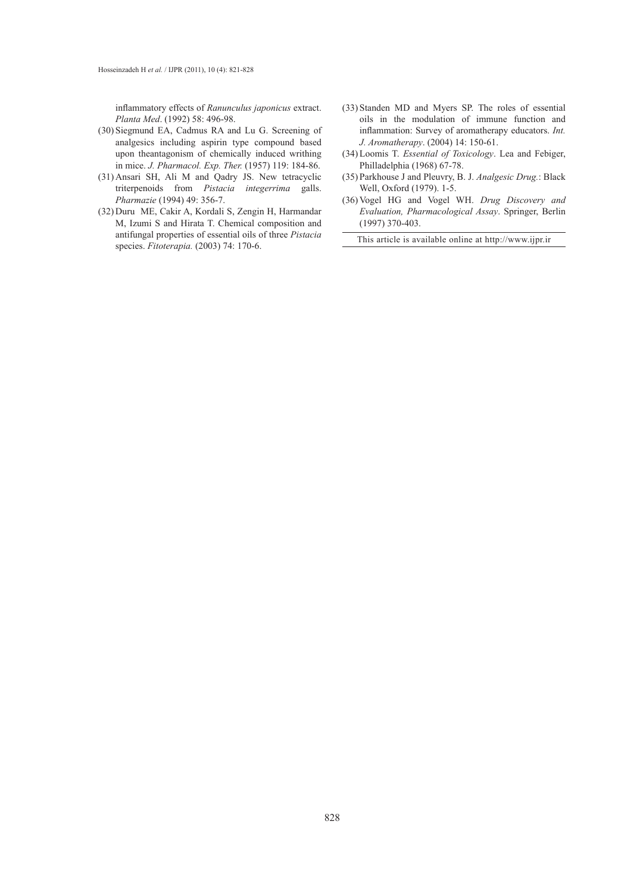inflammatory effects of *Ranunculus japonicus* extract. *Planta Med*. (1992) 58: 496-98.

(30) Siegmund EA, Cadmus RA and Lu G. Screening of analgesics including aspirin type compound based upon theantagonism of chemically induced writhing in mice. *J. Pharmacol. Exp. Ther.* (1957) 119: 184-86.

(31) Ansari SH, Ali M and Qadry JS. New tetracyclic triterpenoids from *Pistacia integerrima* galls. *Pharmazie* (1994) 49: 356-7.

(32) Duru ME, Cakir A, Kordali S, Zengin H, Harmandar M, Izumi S and Hirata T. Chemical composition and antifungal properties of essential oils of three *Pistacia* species. *Fitoterapia.* (2003) 74: 170-6.

(33) Standen MD and Myers SP. The roles of essential oils in the modulation of immune function and inflammation: Survey of aromatherapy educators. *Int. J. Aromatherapy*. (2004) 14: 150-61.

(34) Loomis T. *Essential of Toxicology*. Lea and Febiger, Philladelphia (1968) 67-78.

(35) Parkhouse J and Pleuvry, B. J. *Analgesic Drug.*: Black Well, Oxford (1979). 1-5.

(36) Vogel HG and Vogel WH. *Drug Discovery and Evaluation, Pharmacological Assay*. Springer, Berlin (1997) 370-403.

This article is available online at http://www.ijpr.ir